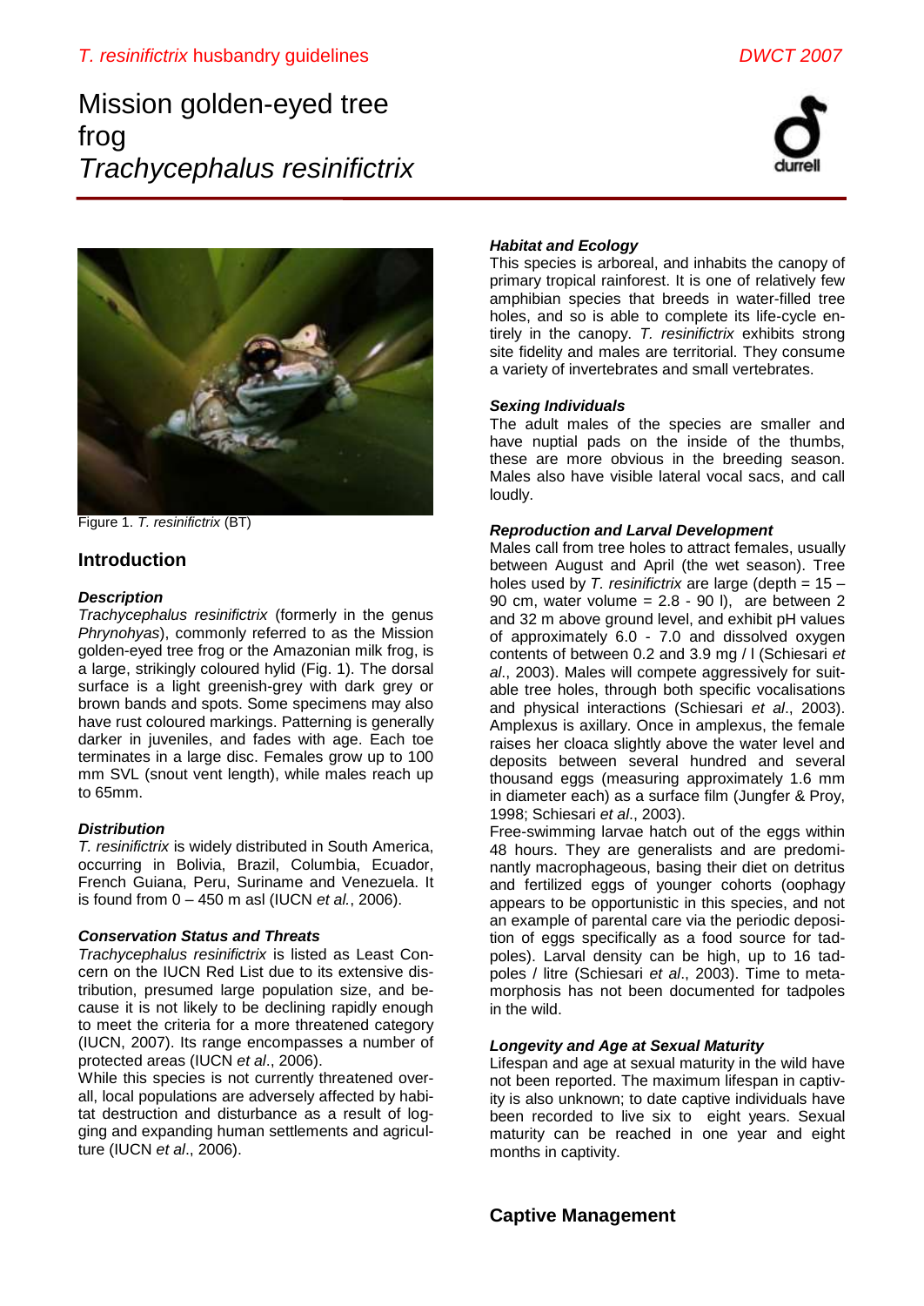# Mission golden-eyed tree frog
# *Trachycephalus resinifictrix*

Figure 1. *T. resinifictrix* (BT)

## Introduction

### *Description*

*Trachycephalus resinifictrix* (formerly in the genus *Phrynohyas*), commonly referred to as the Mission golden-eyed tree frog or the Amazonian milk frog, is a large, strikingly coloured hylid (Fig. 1). The dorsal surface is a light greenish-grey with dark grey or brown bands and spots. Some specimens may also have rust coloured markings. Patterning is generally darker in juveniles, and fades with age. Each toe terminates in a large disc. Females grow up to 100 mm SVL (snout vent length), while males reach up to to 65mm.

### *Distribution*

*T. resinifictrix* is widely distributed in South America, occurring in Bolivia, Brazil, Columbia, Ecuador, French Guiana, Peru, Suriname and Venezuela. It is found from 0 – 450 m asl (IUCN *et al.*, 2006).

### *Conservation Status and Threats*

*Trachycephalus resinifictrix* is listed as Least Concern on the IUCN Red List due to its extensive distribution, presumed large population size, and because it is not likely to be declining rapidly enough to meet the criteria for a more threatened category (IUCN, 2007). Its range encompasses a number of protected areas (IUCN *et al*., 2006).

While this species is not currently threatened overall, local populations are adversely affected by habitat destruction and disturbance as a result of logging and expanding human settlements and agriculture (IUCN *et al*., 2006).

### *Habitat and Ecology*

This species is arboreal, and inhabits the canopy of primary tropical rainforest. It is one of relatively few amphibian species that breeds in water-filled tree holes, and so is able to complete its life-cycle entirely in the canopy. *T. resinifictrix* exhibits strong site fidelity and males are territorial. They consume a variety of invertebrates and small vertebrates.

### *Sexing Individuals*

The adult males of the species are smaller and have nuptial pads on the inside of the thumbs, these are more obvious in the breeding season. Males also have visible lateral vocal sacs, and call loudly.

### *Reproduction and Larval Development*

Males call from tree holes to attract females, usually between August and April (the wet season). Tree holes used by *T. resinifictrix* are large (depth = 15 – 90 cm, water volume = 2.8 - 90 l), are between 2 and 32 m above ground level, and exhibit pH values of approximately 6.0 - 7.0 and dissolved oxygen contents of between 0.2 and 3.9 mg / l (Schiesari *et al*., 2003). Males will compete aggressively for suitable tree holes, through both specific vocalisations and physical interactions (Schiesari *et al*., 2003). Amplexus is axillary. Once in amplexus, the female raises her cloaca slightly above the water level and deposits between several hundred and several thousand eggs (measuring approximately 1.6 mm in diameter each) as a surface film (Jungfer & Proy, 1998; Schiesari *et al*., 2003).

Free-swimming larvae hatch out of the eggs within 48 hours. They are generalists and are predominantly macrophageous, basing their diet on detritus and fertilized eggs of younger cohorts (oophagy appears to be opportunistic in this species, and not an example of parental care via the periodic deposition of eggs specifically as a food source for tadpoles). Larval density can be high, up to 16 tadpoles / litre (Schiesari *et al*., 2003). Time to metamorphosis has not been documented for tadpoles in the wild.

### *Longevity and Age at Sexual Maturity*

Lifespan and age at sexual maturity in the wild have not been reported. The maximum lifespan in captivity is also unknown; to date captive individuals have been recorded to live six to eight years. Sexual maturity can be reached in one year and eight months in captivity.

## Captive Management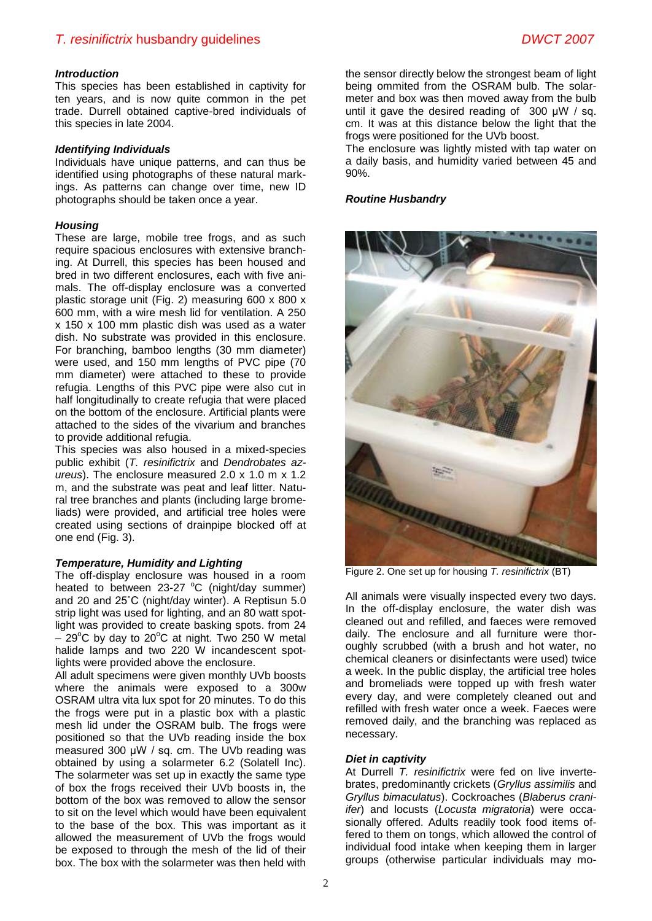### *Introduction*

This species has been established in captivity for ten years, and is now quite common in the pet trade. Durrell obtained captive-bred individuals of this species in late 2004.

### *Identifying Individuals*

Individuals have unique patterns, and can thus be identified using photographs of these natural markings. As patterns can change over time, new ID photographs should be taken once a year.

### *Housing*

These are large, mobile tree frogs, and as such require spacious enclosures with extensive branching. At Durrell, this species has been housed and bred in two different enclosures, each with five animals. The off-display enclosure was a converted plastic storage unit (Fig. 2) measuring 600 x 800 x 600 mm, with a wire mesh lid for ventilation. A 250 x 150 x 100 mm plastic dish was used as a water dish. No substrate was provided in this enclosure. For branching, bamboo lengths (30 mm diameter) were used, and 150 mm lengths of PVC pipe (70 mm diameter) were attached to these to provide refugia. Lengths of this PVC pipe were also cut in half longitudinally to create refugia that were placed on the bottom of the enclosure. Artificial plants were attached to the sides of the vivarium and branches to provide additional refugia.

This species was also housed in a mixed-species public exhibit (*T. resinifictrix* and *Dendrobates azureus*). The enclosure measured 2.0 x 1.0 m x 1.2 m, and the substrate was peat and leaf litter. Natural tree branches and plants (including large bromeliads) were provided, and artificial tree holes were created using sections of drainpipe blocked off at one end (Fig. 3).

### *Temperature, Humidity and Lighting*

The off-display enclosure was housed in a room heated to between 23-27 °C (night/day summer) and 20 and 25˚C (night/day winter). A Reptisun 5.0 strip light was used for lighting, and an 80 watt spotlight was provided to create basking spots. from 24 – 29°C by day to 20°C at night. Two 250 W metal halide lamps and two 220 W incandescent spotlights were provided above the enclosure.

All adult specimens were given monthly UVb boosts where the animals were exposed to a 300w OSRAM ultra vita lux spot for 20 minutes. To do this the frogs were put in a plastic box with a plastic mesh lid under the OSRAM bulb. The frogs were positioned so that the UVb reading inside the box measured 300 μW / sq. cm. The UVb reading was obtained by using a solarmeter 6.2 (Solatell Inc). The solarmeter was set up in exactly the same type of box the frogs received their UVb boosts in, the bottom of the box was removed to allow the sensor to sit on the level which would have been equivalent to the base of the box. This was important as it allowed the measurement of UVb the frogs would be exposed to through the mesh of the lid of their box. The box with the solarmeter was then held with the sensor directly below the strongest beam of light being ommited from the OSRAM bulb. The solarmeter and box was then moved away from the bulb until it gave the desired reading of 300 μW / sq. cm. It was at this distance below the light that the frogs were positioned for the UVb boost.

The enclosure was lightly misted with tap water on a daily basis, and humidity varied between 45 and 90%.

### *Routine Husbandry*

Figure 2. One set up for housing *T. resinifictrix* (BT)

All animals were visually inspected every two days. In the off-display enclosure, the water dish was cleaned out and refilled, and faeces were removed daily. The enclosure and all furniture were thoroughly scrubbed (with a brush and hot water, no chemical cleaners or disinfectants were used) twice a week. In the public display, the artificial tree holes and bromeliads were topped up with fresh water every day, and were completely cleaned out and refilled with fresh water once a week. Faeces were removed daily, and the branching was replaced as necessary.

### *Diet in captivity*

At Durrell *T. resinifictrix* were fed on live invertebrates, predominantly crickets (*Gryllus assimilis* and *Gryllus bimaculatus*). Cockroaches (*Blaberus cranifer*) and locusts (*Locusta migratoria*) were occasionally offered. Adults readily took food items offered to them on tongs, which allowed the control of individual food intake when keeping them in larger groups (otherwise particular individuals may mo-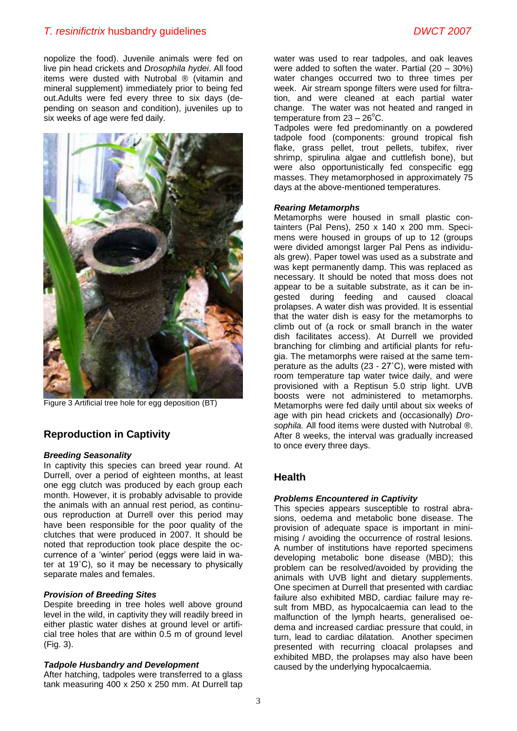nopolize the food). Juvenile animals were fed on live pin head crickets and *Drosophila hydei*. All food items were dusted with Nutrobal ® (vitamin and mineral supplement) immediately prior to being fed out.Adults were fed every three to six days (depending on season and condition), juveniles up to six weeks of age were fed daily.

Figure 3 Artificial tree hole for egg deposition (BT)

## Reproduction in Captivity

### *Breeding Seasonality*

In captivity this species can breed year round. At Durrell, over a period of eighteen months, at least one egg clutch was produced by each group each month. However, it is probably advisable to provide the animals with an annual rest period, as continuous reproduction at Durrell over this period may have been responsible for the poor quality of the clutches that were produced in 2007. It should be noted that reproduction took place despite the occurrence of a 'winter' period (eggs were laid in water at 19˚C), so it may be necessary to physically separate males and females.

### *Provision of Breeding Sites*

Despite breeding in tree holes well above ground level in the wild, in captivity they will readily breed in either plastic water dishes at ground level or artificial tree holes that are within 0.5 m of ground level (Fig. 3).

### *Tadpole Husbandry and Development*

After hatching, tadpoles were transferred to a glass tank measuring 400 x 250 x 250 mm. At Durrell tap water was used to rear tadpoles, and oak leaves were added to soften the water. Partial (20 – 30%) water changes occurred two to three times per week. Air stream sponge filters were used for filtration, and were cleaned at each partial water change. The water was not heated and ranged in temperature from 23 – 26$^{o}$C.

Tadpoles were fed predominantly on a powdered tadpole food (components: ground tropical fish flake, grass pellet, trout pellets, tubifex, river shrimp, spirulina algae and cuttlefish bone), but were also opportunistically fed conspecific egg masses. They metamorphosed in approximately 75 days at the above-mentioned temperatures.

### *Rearing Metamorphs*

Metamorphs were housed in small plastic containters (Pal Pens), 250 x 140 x 200 mm. Specimens were housed in groups of up to 12 (groups were divided amongst larger Pal Pens as individuals grew). Paper towel was used as a substrate and was kept permanently damp. This was replaced as necessary. It should be noted that moss does not appear to be a suitable substrate, as it can be ingested during feeding and caused cloacal prolapses. A water dish was provided. It is essential that the water dish is easy for the metamorphs to climb out of (a rock or small branch in the water dish facilitates access). At Durrell we provided branching for climbing and artificial plants for refugia. The metamorphs were raised at the same temperature as the adults (23 - 27˚C), were misted with room temperature tap water twice daily, and were provisioned with a Reptisun 5.0 strip light. UVB boosts were not administered to metamorphs. Metamorphs were fed daily until about six weeks of age with pin head crickets and (occasionally) *Drosophila.* All food items were dusted with Nutrobal ®. After 8 weeks, the interval was gradually increased to once every three days.

## Health

### *Problems Encountered in Captivity*

This species appears susceptible to rostral abrasions, oedema and metabolic bone disease. The provision of adequate space is important in minimising / avoiding the occurrence of rostral lesions. A number of institutions have reported specimens developing metabolic bone disease (MBD); this problem can be resolved/avoided by providing the animals with UVB light and dietary supplements. One specimen at Durrell that presented with cardiac failure also exhibited MBD, cardiac failure may result from MBD, as hypocalcaemia can lead to the malfunction of the lymph hearts, generalised oedema and increased cardiac pressure that could, in turn, lead to cardiac dilatation. Another specimen presented with recurring cloacal prolapses and exhibited MBD, the prolapses may also have been caused by the underlying hypocalcaemia.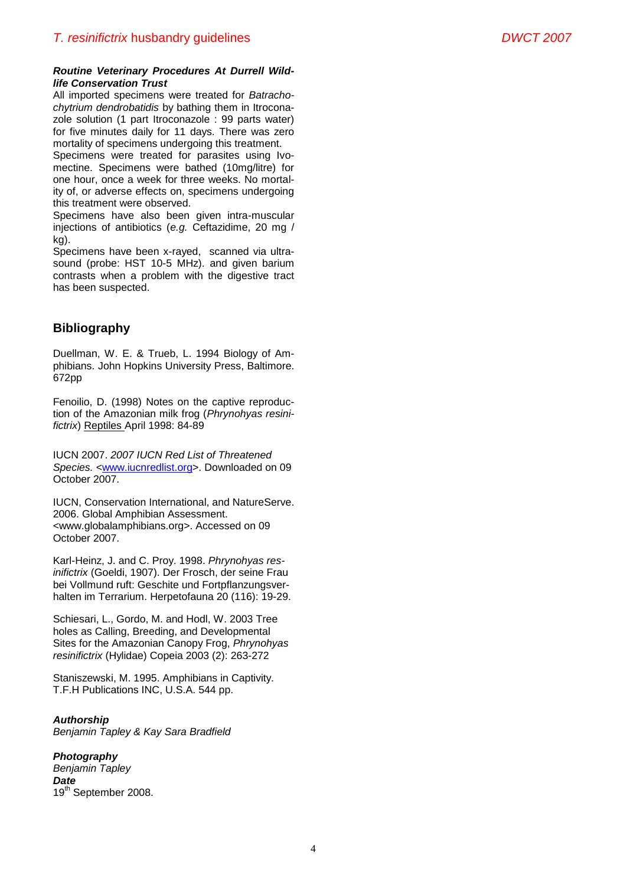***Routine Veterinary Procedures At Durrell Wildlife Conservation Trust***

All imported specimens were treated for *Batrachochytrium dendrobatidis* by bathing them in Itroconazole solution (1 part Itroconazole : 99 parts water) for five minutes daily for 11 days. There was zero mortality of specimens undergoing this treatment.

Specimens were treated for parasites using Ivomectine. Specimens were bathed (10mg/litre) for one hour, once a week for three weeks. No mortality of, or adverse effects on, specimens undergoing this treatment were observed.

Specimens have also been given intra-muscular injections of antibiotics (*e.g.* Ceftazidime, 20 mg / kg).

Specimens have been x-rayed, scanned via ultrasound (probe: HST 10-5 MHz). and given barium contrasts when a problem with the digestive tract has been suspected.

## Bibliography

Duellman, W. E. & Trueb, L. 1994 Biology of Amphibians. John Hopkins University Press, Baltimore. 672pp

Fenoilio, D. (1998) Notes on the captive reproduction of the Amazonian milk frog (*Phrynohyas resinifictrix*) Reptiles April 1998: 84-89

IUCN 2007. *2007 IUCN Red List of Threatened Species.* <www.iucnredlist.org>. Downloaded on 09 October 2007.

IUCN, Conservation International, and NatureServe. 2006. Global Amphibian Assessment. <www.globalamphibians.org>. Accessed on 09 October 2007.

Karl-Heinz, J. and C. Proy. 1998. *Phrynohyas resinifictrix* (Goeldi, 1907). Der Frosch, der seine Frau bei Vollmund ruft: Geschite und Fortpflanzungsverhalten im Terrarium. Herpetofauna 20 (116): 19-29.

Schiesari, L., Gordo, M. and Hodl, W. 2003 Tree holes as Calling, Breeding, and Developmental Sites for the Amazonian Canopy Frog, *Phrynohyas resinifictrix* (Hylidae) Copeia 2003 (2): 263-272

Staniszewski, M. 1995. Amphibians in Captivity. T.F.H Publications INC, U.S.A. 544 pp.

***Authorship***

*Benjamin Tapley & Kay Sara Bradfield*

***Photography***

*Benjamin Tapley*

***Date***

19th September 2008.